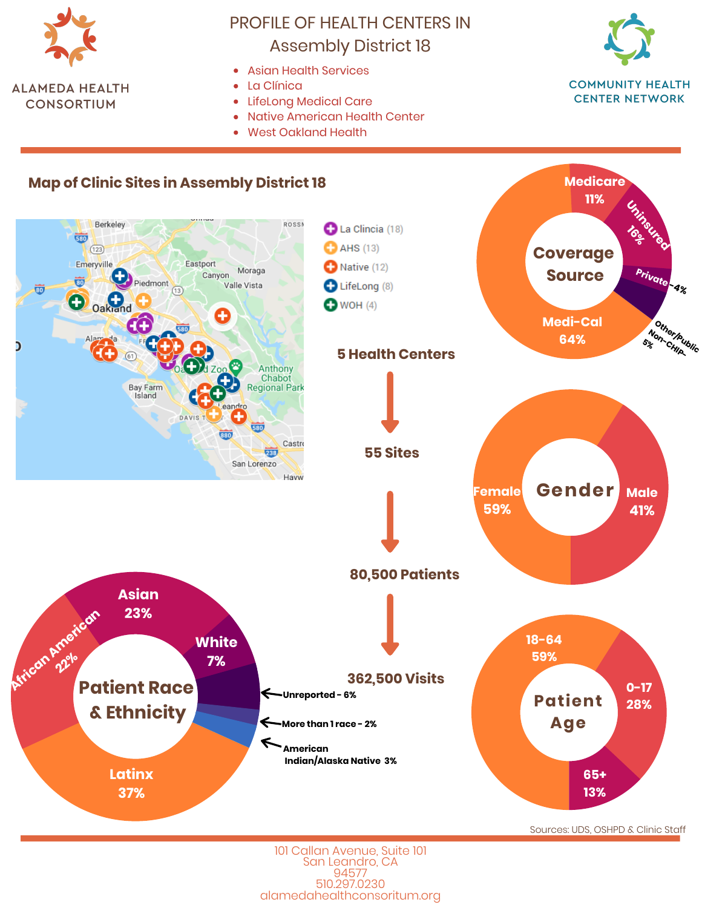ALAMEDA HEALTH CONSORTIUM

# PROFILE OF HEALTH CENTERS IN Assembly District 18

- Asian Health Services
- La Clínica
- LifeLong Medical Care
- Native American Health Center
- West Oakland Health

COMMUNITY HEALTH CENTER NETWORK

## Map of Clinic Sites in Assembly District 18

- La Clincia (18)
- AHS (13)
- Native (12)
- LifeLong (8)
- WOH (4)

**5 Health Centers** → **55 Sites** → **80,500 Patients** → **362,500 Visits**

### Coverage Source

| Coverage Source | % |
|---|---|
| Medi-Cal | 64% |
| Uninsured | 16% |
| Medicare | 11% |
| Other/Public Non-CHIP | 5% |
| Private | 4% |

### Gender

| Gender | % |
|---|---|
| Female | 59% |
| Male | 41% |

### Patient Race & Ethnicity

| Race & Ethnicity | % |
|---|---|
| Latinx | 37% |
| Asian | 23% |
| African American | 22% |
| White | 7% |
| Unreported | 6% |
| American Indian/Alaska Native | 3% |
| More than 1 race | 2% |

### Patient Age

| Age | % |
|---|---|
| 18-64 | 59% |
| 0-17 | 28% |
| 65+ | 13% |

Sources: UDS, OSHPD & Clinic Staff

101 Callan Avenue, Suite 101
San Leandro, CA
94577
510.297.0230
alamedahealthconsoritum.org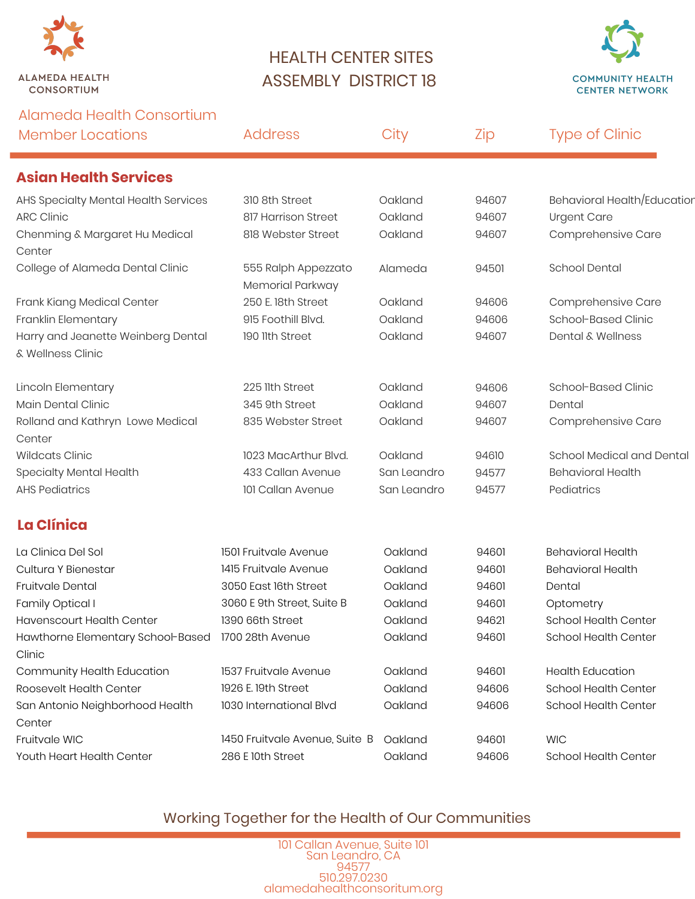ALAMEDA HEALTH CONSORTIUM

# HEALTH CENTER SITES
# ASSEMBLY DISTRICT 18

COMMUNITY HEALTH CENTER NETWORK

| Alameda Health Consortium Member Locations | Address | City | Zip | Type of Clinic |
|---|---|---|---|---|
| **Asian Health Services** | | | | |
| AHS Specialty Mental Health Services | 310 8th Street | Oakland | 94607 | Behavioral Health/Education |
| ARC Clinic | 817 Harrison Street | Oakland | 94607 | Urgent Care |
| Chenming & Margaret Hu Medical Center | 818 Webster Street | Oakland | 94607 | Comprehensive Care |
| College of Alameda Dental Clinic | 555 Ralph Appezzato Memorial Parkway | Alameda | 94501 | School Dental |
| Frank Kiang Medical Center | 250 E. 18th Street | Oakland | 94606 | Comprehensive Care |
| Franklin Elementary | 915 Foothill Blvd. | Oakland | 94606 | School-Based Clinic |
| Harry and Jeanette Weinberg Dental & Wellness Clinic | 190 11th Street | Oakland | 94607 | Dental & Wellness |
| Lincoln Elementary | 225 11th Street | Oakland | 94606 | School-Based Clinic |
| Main Dental Clinic | 345 9th Street | Oakland | 94607 | Dental |
| Rolland and Kathryn Lowe Medical Center | 835 Webster Street | Oakland | 94607 | Comprehensive Care |
| Wildcats Clinic | 1023 MacArthur Blvd. | Oakland | 94610 | School Medical and Dental |
| Specialty Mental Health | 433 Callan Avenue | San Leandro | 94577 | Behavioral Health |
| AHS Pediatrics | 101 Callan Avenue | San Leandro | 94577 | Pediatrics |
| **La Clínica** | | | | |
| La Clinica Del Sol | 1501 Fruitvale Avenue | Oakland | 94601 | Behavioral Health |
| Cultura Y Bienestar | 1415 Fruitvale Avenue | Oakland | 94601 | Behavioral Health |
| Fruitvale Dental | 3050 East 16th Street | Oakland | 94601 | Dental |
| Family Optical I | 3060 E 9th Street, Suite B | Oakland | 94601 | Optometry |
| Havenscourt Health Center | 1390 66th Street | Oakland | 94621 | School Health Center |
| Hawthorne Elementary School-Based Clinic | 1700 28th Avenue | Oakland | 94601 | School Health Center |
| Community Health Education | 1537 Fruitvale Avenue | Oakland | 94601 | Health Education |
| Roosevelt Health Center | 1926 E. 19th Street | Oakland | 94606 | School Health Center |
| San Antonio Neighborhood Health Center | 1030 International Blvd | Oakland | 94606 | School Health Center |
| Fruitvale WIC | 1450 Fruitvale Avenue, Suite B | Oakland | 94601 | WIC |
| Youth Heart Health Center | 286 E 10th Street | Oakland | 94606 | School Health Center |

Working Together for the Health of Our Communities

101 Callan Avenue, Suite 101
San Leandro, CA
94577
510.297.0230
alamedahealthconsoritum.org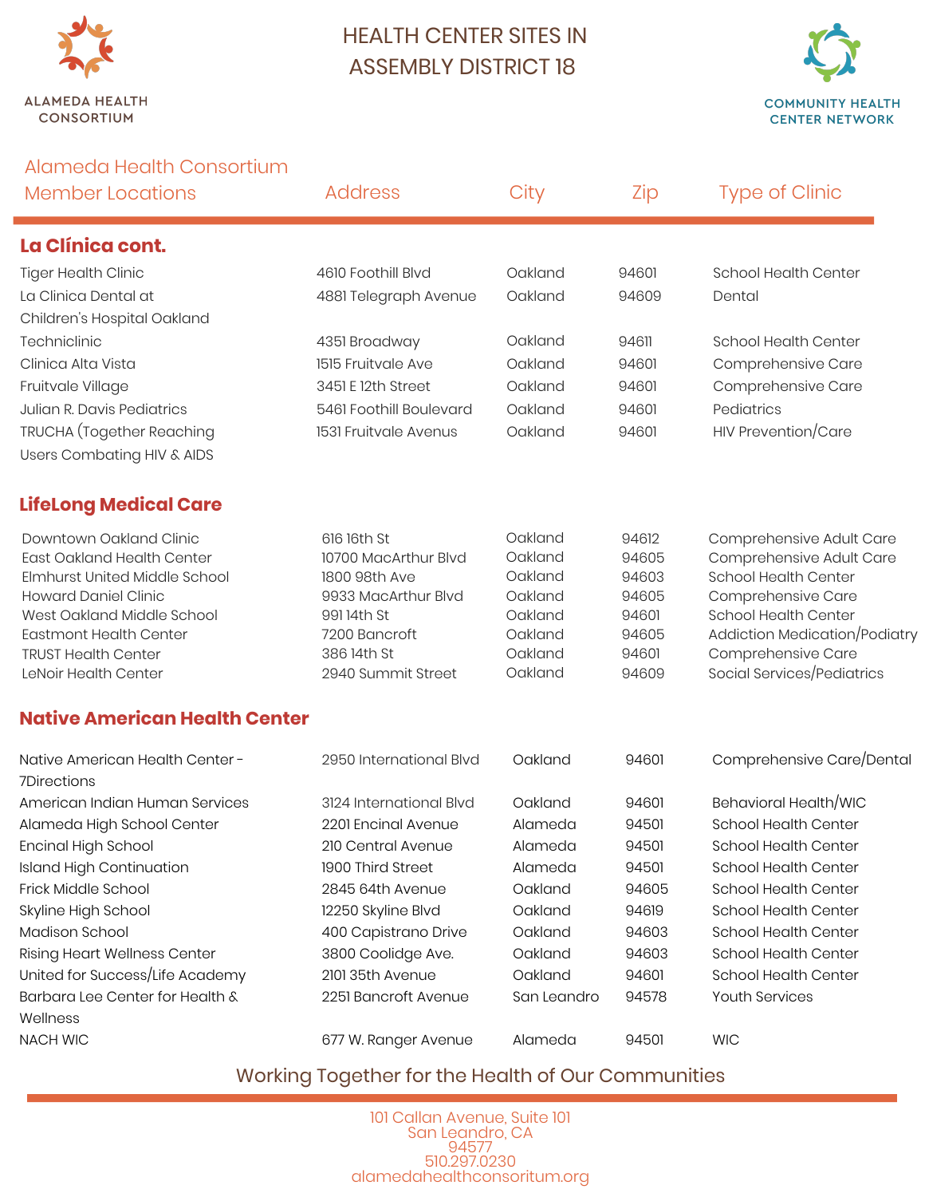ALAMEDA HEALTH CONSORTIUM

# HEALTH CENTER SITES IN ASSEMBLY DISTRICT 18

COMMUNITY HEALTH CENTER NETWORK

| Alameda Health Consortium Member Locations | Address | City | Zip | Type of Clinic |
|---|---|---|---|---|
| **La Clínica cont.** | | | | |
| Tiger Health Clinic | 4610 Foothill Blvd | Oakland | 94601 | School Health Center |
| La Clinica Dental at Children's Hospital Oakland | 4881 Telegraph Avenue | Oakland | 94609 | Dental |
| Techniclinic | 4351 Broadway | Oakland | 94611 | School Health Center |
| Clinica Alta Vista | 1515 Fruitvale Ave | Oakland | 94601 | Comprehensive Care |
| Fruitvale Village | 3451 E 12th Street | Oakland | 94601 | Comprehensive Care |
| Julian R. Davis Pediatrics | 5461 Foothill Boulevard | Oakland | 94601 | Pediatrics |
| TRUCHA (Together Reaching Users Combating HIV & AIDS | 1531 Fruitvale Avenus | Oakland | 94601 | HIV Prevention/Care |
| **LifeLong Medical Care** | | | | |
| Downtown Oakland Clinic | 616 16th St | Oakland | 94612 | Comprehensive Adult Care |
| East Oakland Health Center | 10700 MacArthur Blvd | Oakland | 94605 | Comprehensive Adult Care |
| Elmhurst United Middle School | 1800 98th Ave | Oakland | 94603 | School Health Center |
| Howard Daniel Clinic | 9933 MacArthur Blvd | Oakland | 94605 | Comprehensive Care |
| West Oakland Middle School | 991 14th St | Oakland | 94601 | School Health Center |
| Eastmont Health Center | 7200 Bancroft | Oakland | 94605 | Addiction Medication/Podiatry |
| TRUST Health Center | 386 14th St | Oakland | 94601 | Comprehensive Care |
| LeNoir Health Center | 2940 Summit Street | Oakland | 94609 | Social Services/Pediatrics |
| **Native American Health Center** | | | | |
| Native American Health Center - 7Directions | 2950 International Blvd | Oakland | 94601 | Comprehensive Care/Dental |
| American Indian Human Services | 3124 International Blvd | Oakland | 94601 | Behavioral Health/WIC |
| Alameda High School Center | 2201 Encinal Avenue | Alameda | 94501 | School Health Center |
| Encinal High School | 210 Central Avenue | Alameda | 94501 | School Health Center |
| Island High Continuation | 1900 Third Street | Alameda | 94501 | School Health Center |
| Frick Middle School | 2845 64th Avenue | Oakland | 94605 | School Health Center |
| Skyline High School | 12250 Skyline Blvd | Oakland | 94619 | School Health Center |
| Madison School | 400 Capistrano Drive | Oakland | 94603 | School Health Center |
| Rising Heart Wellness Center | 3800 Coolidge Ave. | Oakland | 94603 | School Health Center |
| United for Success/Life Academy | 2101 35th Avenue | Oakland | 94601 | School Health Center |
| Barbara Lee Center for Health & Wellness | 2251 Bancroft Avenue | San Leandro | 94578 | Youth Services |
| NACH WIC | 677 W. Ranger Avenue | Alameda | 94501 | WIC |

Working Together for the Health of Our Communities

101 Callan Avenue, Suite 101
San Leandro, CA
94577
510.297.0230
alamedahealthconsoritum.org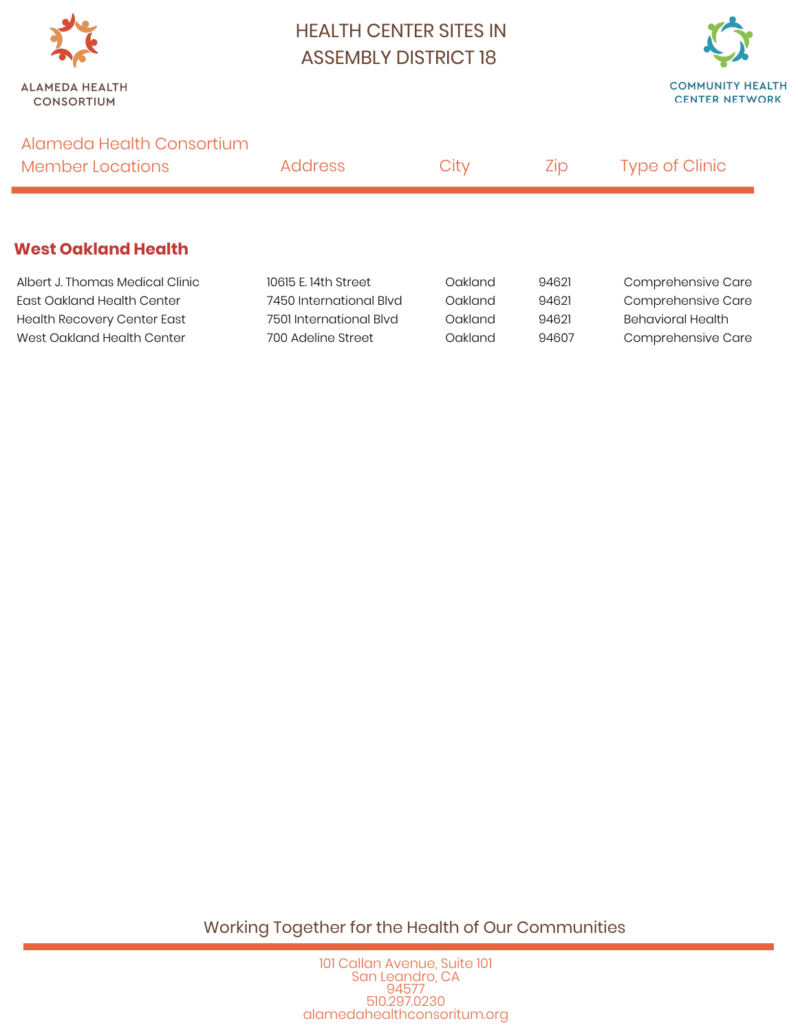ALAMEDA HEALTH CONSORTIUM

# HEALTH CENTER SITES IN ASSEMBLY DISTRICT 18

COMMUNITY HEALTH CENTER NETWORK

| Alameda Health Consortium Member Locations | Address | City | Zip | Type of Clinic |
|---|---|---|---|---|
| **West Oakland Health** | | | | |
| Albert J. Thomas Medical Clinic | 10615 E. 14th Street | Oakland | 94621 | Comprehensive Care |
| East Oakland Health Center | 7450 International Blvd | Oakland | 94621 | Comprehensive Care |
| Health Recovery Center East | 7501 International Blvd | Oakland | 94621 | Behavioral Health |
| West Oakland Health Center | 700 Adeline Street | Oakland | 94607 | Comprehensive Care |

Working Together for the Health of Our Communities

101 Callan Avenue, Suite 101
San Leandro, CA
94577
510.297.0230
alamedahealthconsoritum.org